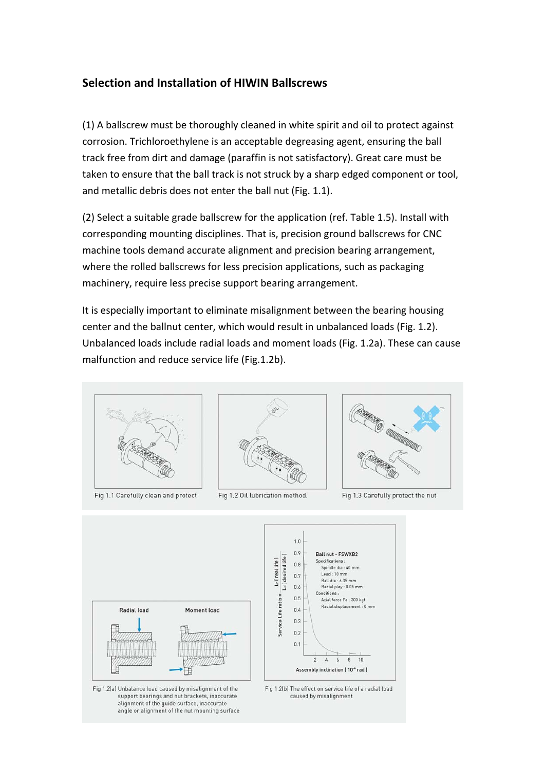## Selection and Installation of HIWIN Ballscrews

(1) A ballscrew must be thoroughly cleaned in white spirit and oil to protect against corrosion. Trichloroethylene is an acceptable degreasing agent, ensuring the ball track free from dirt and damage (paraffin is not satisfactory). Great care must be taken to ensure that the ball track is not struck by a sharp edged component or tool, and metallic debris does not enter the ball nut (Fig. 1.1).

(2) Select a suitable grade ballscrew for the application (ref. Table 1.5). Install with corresponding mounting disciplines. That is, precision ground ballscrews for CNC machine tools demand accurate alignment and precision bearing arrangement, where the rolled ballscrews for less precision applications, such as packaging machinery, require less precise support bearing arrangement.

It is especially important to eliminate misalignment between the bearing housing center and the ballnut center, which would result in unbalanced loads (Fig. 1.2). Unbalanced loads include radial loads and moment loads (Fig. 1.2a). These can cause malfunction and reduce service life (Fig.1.2b).

Fig 1.1 Carefully clean and protect

Fig 1.2 Oil lubrication method.

Fig 1.3 Carefully protect the nut

Radial load

Moment load

Fig 1.2(a) Unbalance load caused by misalignment of the support bearings and nut brackets, inaccurate alignment of the guide surface, inaccurate angle or alignment of the nut mounting surface

Ball nut - FSWXB2
Specifications :
Spindle dia : 40 mm
Lead : 10 mm
Ball dia : 6.35 mm
Radial play : 0.05 mm
Conditions :
Axial force Fa : 300 kgf
Radial displacement : 0 mm

Service Life ratio = $L_r$ (real life) / $L_d$ (desired life)

Assembly inclination ( $10^{-4}$ rad )

Fig 1.2(b) The effect on service life of a radial load caused by misalignment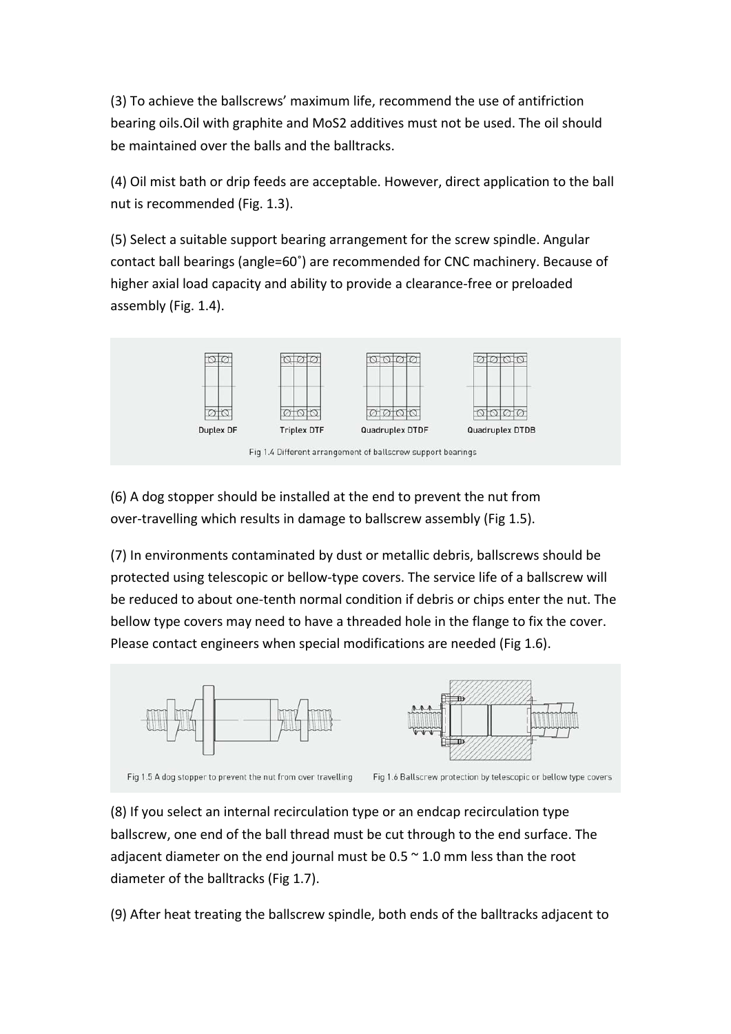(3) To achieve the ballscrews' maximum life, recommend the use of antifriction bearing oils.Oil with graphite and $MoS_2$ additives must not be used. The oil should be maintained over the balls and the balltracks.

(4) Oil mist bath or drip feeds are acceptable. However, direct application to the ball nut is recommended (Fig. 1.3).

(5) Select a suitable support bearing arrangement for the screw spindle. Angular contact ball bearings (angle=60˚) are recommended for CNC machinery. Because of higher axial load capacity and ability to provide a clearance-free or preloaded assembly (Fig. 1.4).

Duplex DF | Triplex DTF | Quadruplex DTDF | Quadruplex DTDB

Fig 1.4 Different arrangement of ballscrew support bearings

(6) A dog stopper should be installed at the end to prevent the nut from over-travelling which results in damage to ballscrew assembly (Fig 1.5).

(7) In environments contaminated by dust or metallic debris, ballscrews should be protected using telescopic or bellow-type covers. The service life of a ballscrew will be reduced to about one-tenth normal condition if debris or chips enter the nut. The bellow type covers may need to have a threaded hole in the flange to fix the cover. Please contact engineers when special modifications are needed (Fig 1.6).

Fig 1.5 A dog stopper to prevent the nut from over travelling

Fig 1.6 Ballscrew protection by telescopic or bellow type covers

(8) If you select an internal recirculation type or an endcap recirculation type ballscrew, one end of the ball thread must be cut through to the end surface. The adjacent diameter on the end journal must be 0.5 ~ 1.0 mm less than the root diameter of the balltracks (Fig 1.7).

(9) After heat treating the ballscrew spindle, both ends of the balltracks adjacent to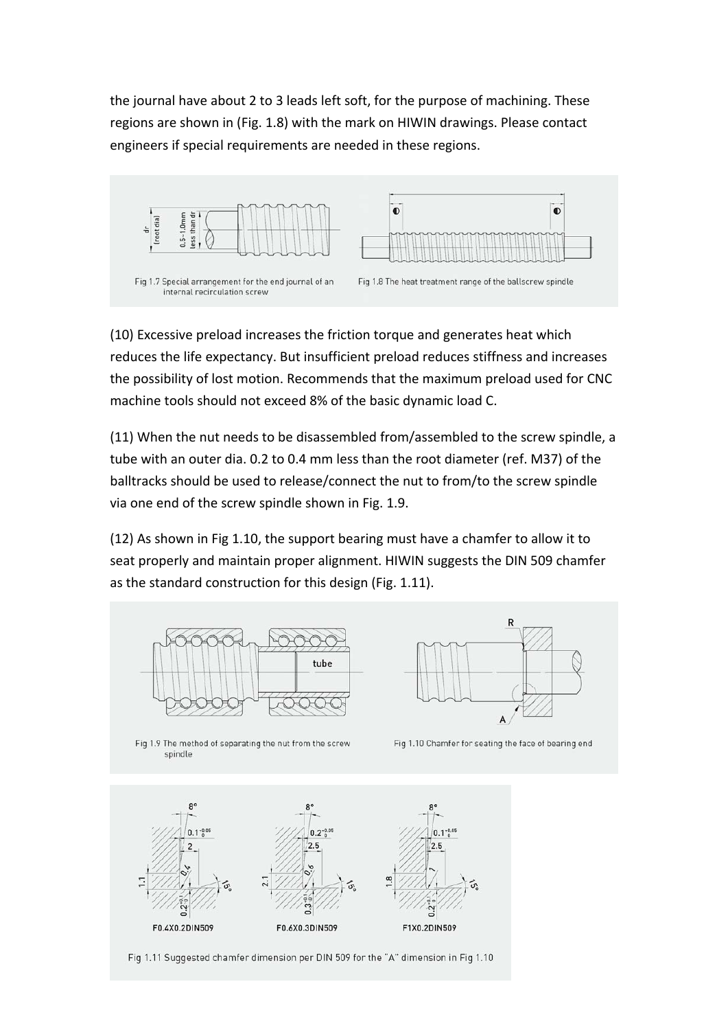the journal have about 2 to 3 leads left soft, for the purpose of machining. These regions are shown in (Fig. 1.8) with the mark on HIWIN drawings. Please contact engineers if special requirements are needed in these regions.

Fig 1.7 Special arrangement for the end journal of an internal recirculation screw

Fig 1.8 The heat treatment range of the ballscrew spindle

(10) Excessive preload increases the friction torque and generates heat which reduces the life expectancy. But insufficient preload reduces stiffness and increases the possibility of lost motion. Recommends that the maximum preload used for CNC machine tools should not exceed 8% of the basic dynamic load C.

(11) When the nut needs to be disassembled from/assembled to the screw spindle, a tube with an outer dia. 0.2 to 0.4 mm less than the root diameter (ref. M37) of the balltracks should be used to release/connect the nut to from/to the screw spindle via one end of the screw spindle shown in Fig. 1.9.

(12) As shown in Fig 1.10, the support bearing must have a chamfer to allow it to seat properly and maintain proper alignment. HIWIN suggests the DIN 509 chamfer as the standard construction for this design (Fig. 1.11).

Fig 1.9 The method of separating the nut from the screw spindle

Fig 1.10 Chamfer for seating the face of bearing end

F0.4X0.2DIN509

F0.6X0.3DIN509

F1X0.2DIN509

Fig 1.11 Suggested chamfer dimension per DIN 509 for the "A" dimension in Fig 1.10